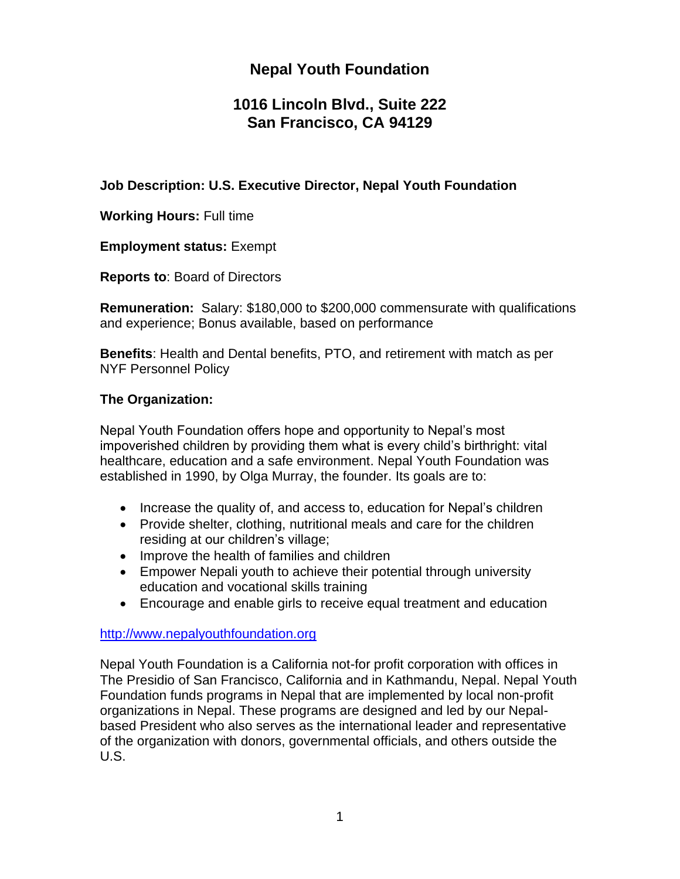# Nepal Youth Foundation

## 1016 Lincoln Blvd., Suite 222
## San Francisco, CA 94129

**Job Description: U.S. Executive Director, Nepal Youth Foundation**

**Working Hours:** Full time

**Employment status:** Exempt

**Reports to**: Board of Directors

**Remuneration:** Salary: $180,000 to $200,000 commensurate with qualifications and experience; Bonus available, based on performance

**Benefits**: Health and Dental benefits, PTO, and retirement with match as per NYF Personnel Policy

**The Organization:**

Nepal Youth Foundation offers hope and opportunity to Nepal's most impoverished children by providing them what is every child's birthright: vital healthcare, education and a safe environment. Nepal Youth Foundation was established in 1990, by Olga Murray, the founder. Its goals are to:

- Increase the quality of, and access to, education for Nepal's children
- Provide shelter, clothing, nutritional meals and care for the children residing at our children's village;
- Improve the health of families and children
- Empower Nepali youth to achieve their potential through university education and vocational skills training
- Encourage and enable girls to receive equal treatment and education

http://www.nepalyouthfoundation.org

Nepal Youth Foundation is a California not-for profit corporation with offices in The Presidio of San Francisco, California and in Kathmandu, Nepal. Nepal Youth Foundation funds programs in Nepal that are implemented by local non-profit organizations in Nepal. These programs are designed and led by our Nepal-based President who also serves as the international leader and representative of the organization with donors, governmental officials, and others outside the U.S.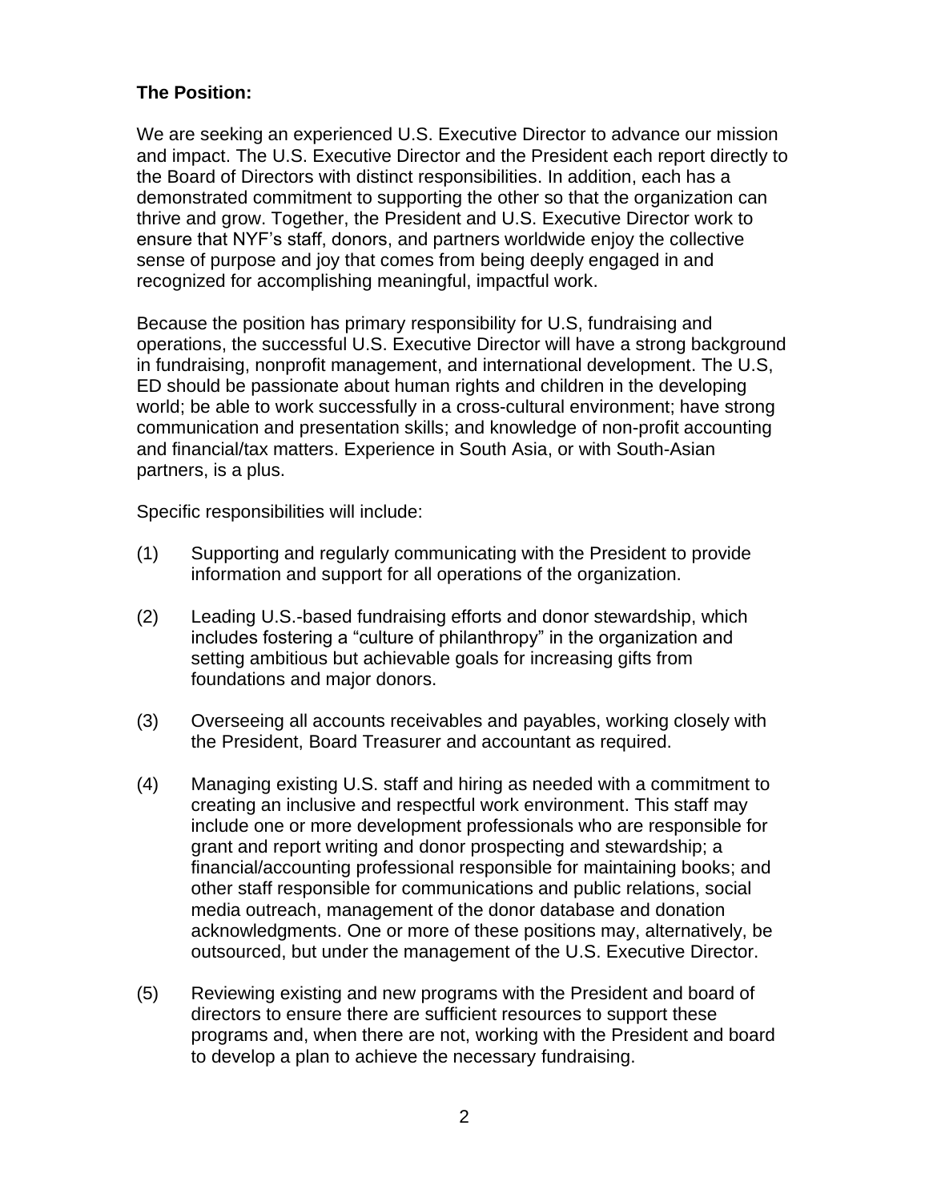**The Position:**

We are seeking an experienced U.S. Executive Director to advance our mission and impact. The U.S. Executive Director and the President each report directly to the Board of Directors with distinct responsibilities. In addition, each has a demonstrated commitment to supporting the other so that the organization can thrive and grow. Together, the President and U.S. Executive Director work to ensure that NYF's staff, donors, and partners worldwide enjoy the collective sense of purpose and joy that comes from being deeply engaged in and recognized for accomplishing meaningful, impactful work.

Because the position has primary responsibility for U.S, fundraising and operations, the successful U.S. Executive Director will have a strong background in fundraising, nonprofit management, and international development. The U.S, ED should be passionate about human rights and children in the developing world; be able to work successfully in a cross-cultural environment; have strong communication and presentation skills; and knowledge of non-profit accounting and financial/tax matters. Experience in South Asia, or with South-Asian partners, is a plus.

Specific responsibilities will include:

(1) Supporting and regularly communicating with the President to provide information and support for all operations of the organization.

(2) Leading U.S.-based fundraising efforts and donor stewardship, which includes fostering a "culture of philanthropy" in the organization and setting ambitious but achievable goals for increasing gifts from foundations and major donors.

(3) Overseeing all accounts receivables and payables, working closely with the President, Board Treasurer and accountant as required.

(4) Managing existing U.S. staff and hiring as needed with a commitment to creating an inclusive and respectful work environment. This staff may include one or more development professionals who are responsible for grant and report writing and donor prospecting and stewardship; a financial/accounting professional responsible for maintaining books; and other staff responsible for communications and public relations, social media outreach, management of the donor database and donation acknowledgments. One or more of these positions may, alternatively, be outsourced, but under the management of the U.S. Executive Director.

(5) Reviewing existing and new programs with the President and board of directors to ensure there are sufficient resources to support these programs and, when there are not, working with the President and board to develop a plan to achieve the necessary fundraising.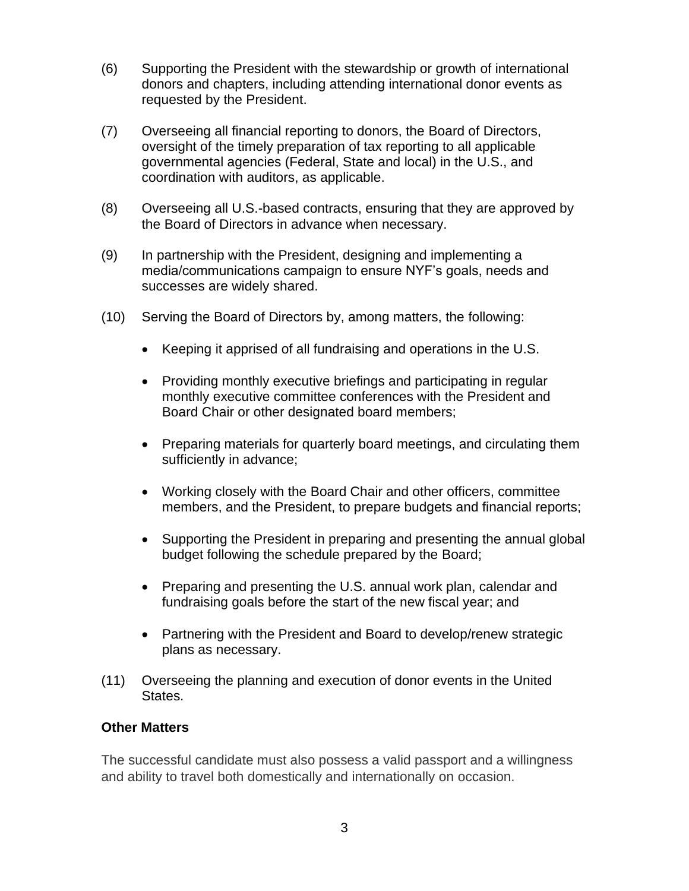(6) Supporting the President with the stewardship or growth of international donors and chapters, including attending international donor events as requested by the President.

(7) Overseeing all financial reporting to donors, the Board of Directors, oversight of the timely preparation of tax reporting to all applicable governmental agencies (Federal, State and local) in the U.S., and coordination with auditors, as applicable.

(8) Overseeing all U.S.-based contracts, ensuring that they are approved by the Board of Directors in advance when necessary.

(9) In partnership with the President, designing and implementing a media/communications campaign to ensure NYF's goals, needs and successes are widely shared.

(10) Serving the Board of Directors by, among matters, the following:

- Keeping it apprised of all fundraising and operations in the U.S.
- Providing monthly executive briefings and participating in regular monthly executive committee conferences with the President and Board Chair or other designated board members;
- Preparing materials for quarterly board meetings, and circulating them sufficiently in advance;
- Working closely with the Board Chair and other officers, committee members, and the President, to prepare budgets and financial reports;
- Supporting the President in preparing and presenting the annual global budget following the schedule prepared by the Board;
- Preparing and presenting the U.S. annual work plan, calendar and fundraising goals before the start of the new fiscal year; and
- Partnering with the President and Board to develop/renew strategic plans as necessary.

(11) Overseeing the planning and execution of donor events in the United States.

**Other Matters**

The successful candidate must also possess a valid passport and a willingness and ability to travel both domestically and internationally on occasion.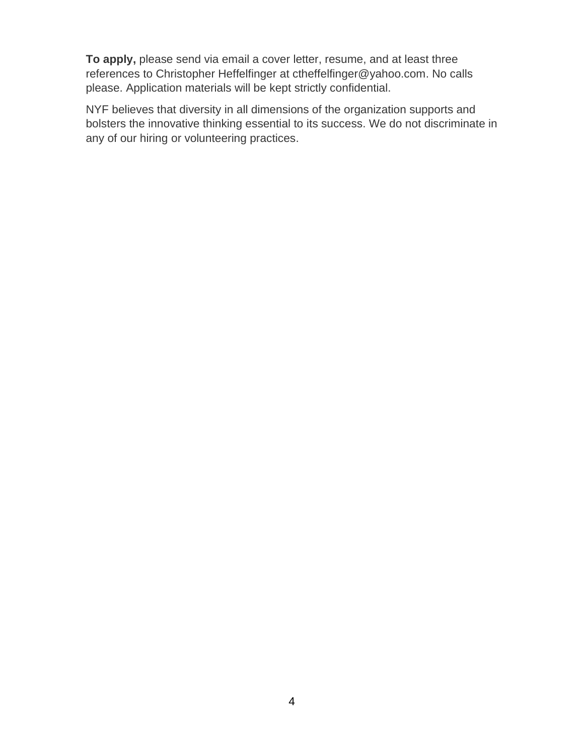**To apply,** please send via email a cover letter, resume, and at least three references to Christopher Heffelfinger at ctheffelfinger@yahoo.com. No calls please. Application materials will be kept strictly confidential.

NYF believes that diversity in all dimensions of the organization supports and bolsters the innovative thinking essential to its success. We do not discriminate in any of our hiring or volunteering practices.